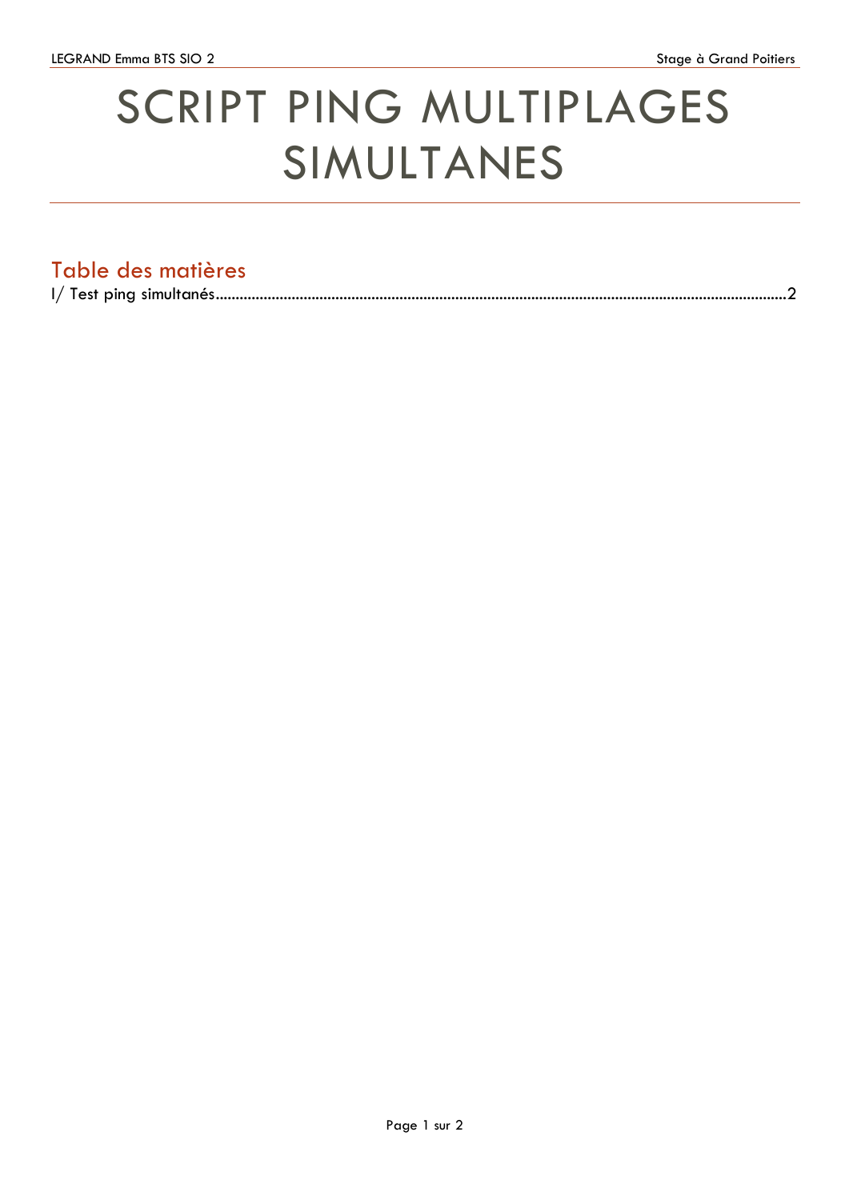# SCRIPT PING MULTIPLAGES SIMULTANES

## Table des matières

I/ Test ping simultanés........................................................................................................................................2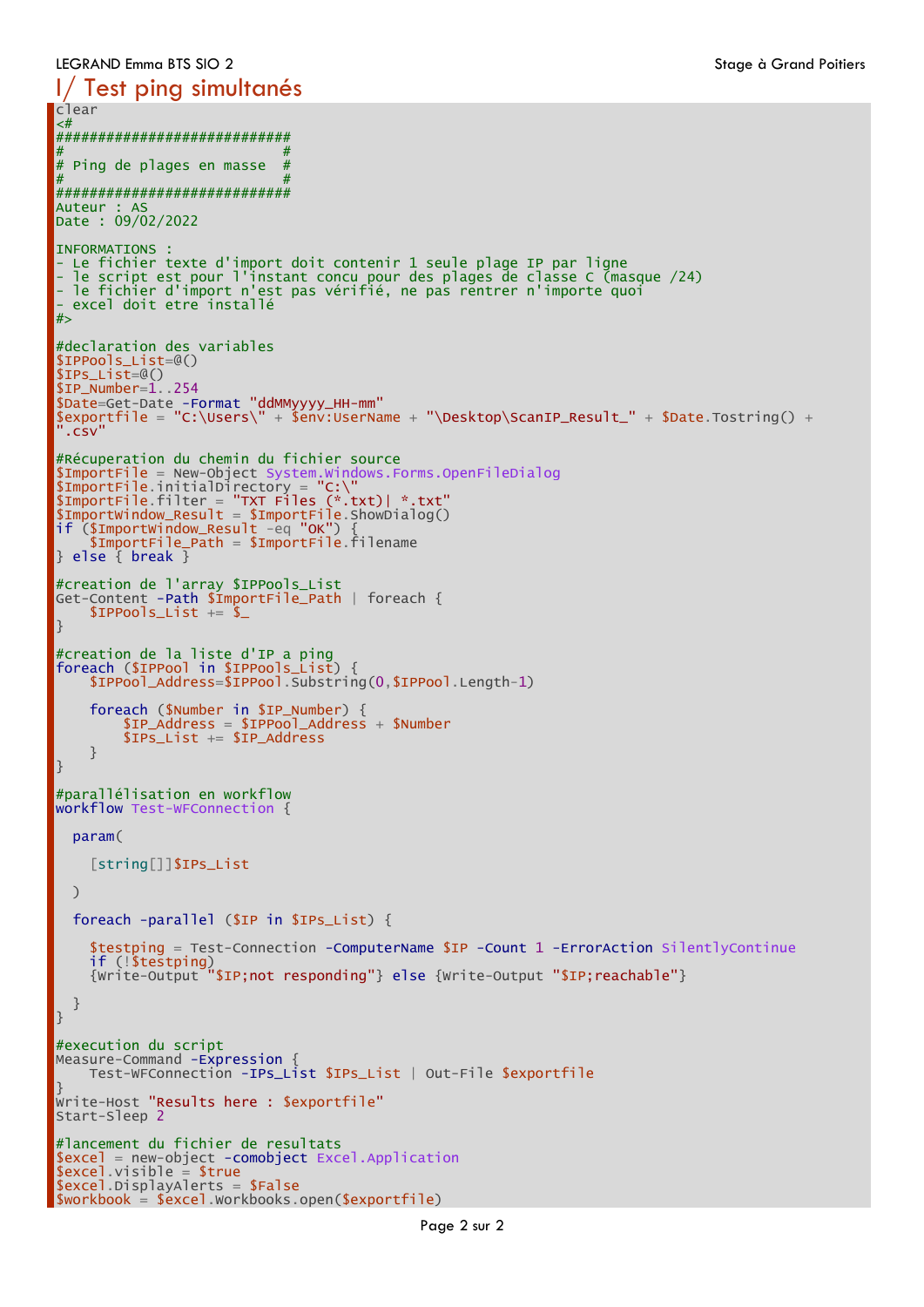# I/ Test ping simultanés

```powershell
clear
<#
###########################
#                         #
# Ping de plages en masse  #
#                         #
###########################
Auteur : AS
Date : 09/02/2022

INFORMATIONS :
- Le fichier texte d'import doit contenir 1 seule plage IP par ligne
- le script est pour l'instant concu pour des plages de classe C (masque /24)
- le fichier d'import n'est pas vérifié, ne pas rentrer n'importe quoi
- excel doit etre installé
#>

#declaration des variables
$IPPools_List=@()
$IPs_List=@()
$IP_Number=1..254
$Date=Get-Date -Format "ddMMyyyy_HH-mm"
$exportfile = "C:\Users\" + $env:UserName + "\Desktop\ScanIP_Result_" + $Date.Tostring() +
".csv"

#Récuperation du chemin du fichier source
$ImportFile = New-Object System.Windows.Forms.OpenFileDialog
$ImportFile.initialDirectory = "C:\"
$ImportFile.filter = "TXT Files (*.txt)| *.txt"
$ImportWindow_Result = $ImportFile.ShowDialog()
if ($ImportWindow_Result -eq "OK") {
    $ImportFile_Path = $ImportFile.filename
} else { break }

#creation de l'array $IPPools_List
Get-Content -Path $ImportFile_Path | foreach {
    $IPPools_List += $_
}

#creation de la liste d'IP a ping
foreach ($IPPool in $IPPools_List) {
    $IPPool_Address=$IPPool.Substring(0,$IPPool.Length-1)

    foreach ($Number in $IP_Number) {
        $IP_Address = $IPPool_Address + $Number
        $IPs_List += $IP_Address
    }
}

#parallélisation en workflow
workflow Test-WFConnection {

  param(

    [string[]]$IPs_List

  )

  foreach -parallel ($IP in $IPs_List) {

    $testping = Test-Connection -ComputerName $IP -Count 1 -ErrorAction SilentlyContinue
    if (!$testping)
    {Write-Output "$IP;not responding"} else {Write-Output "$IP;reachable"}

  }
}

#execution du script
Measure-Command -Expression {
    Test-WFConnection -IPs_List $IPs_List | Out-File $exportfile
}
Write-Host "Results here : $exportfile"
Start-Sleep 2

#lancement du fichier de resultats
$excel = new-object -comobject Excel.Application
$excel.visible = $true
$excel.DisplayAlerts = $False
$workbook = $excel.Workbooks.open($exportfile)
```